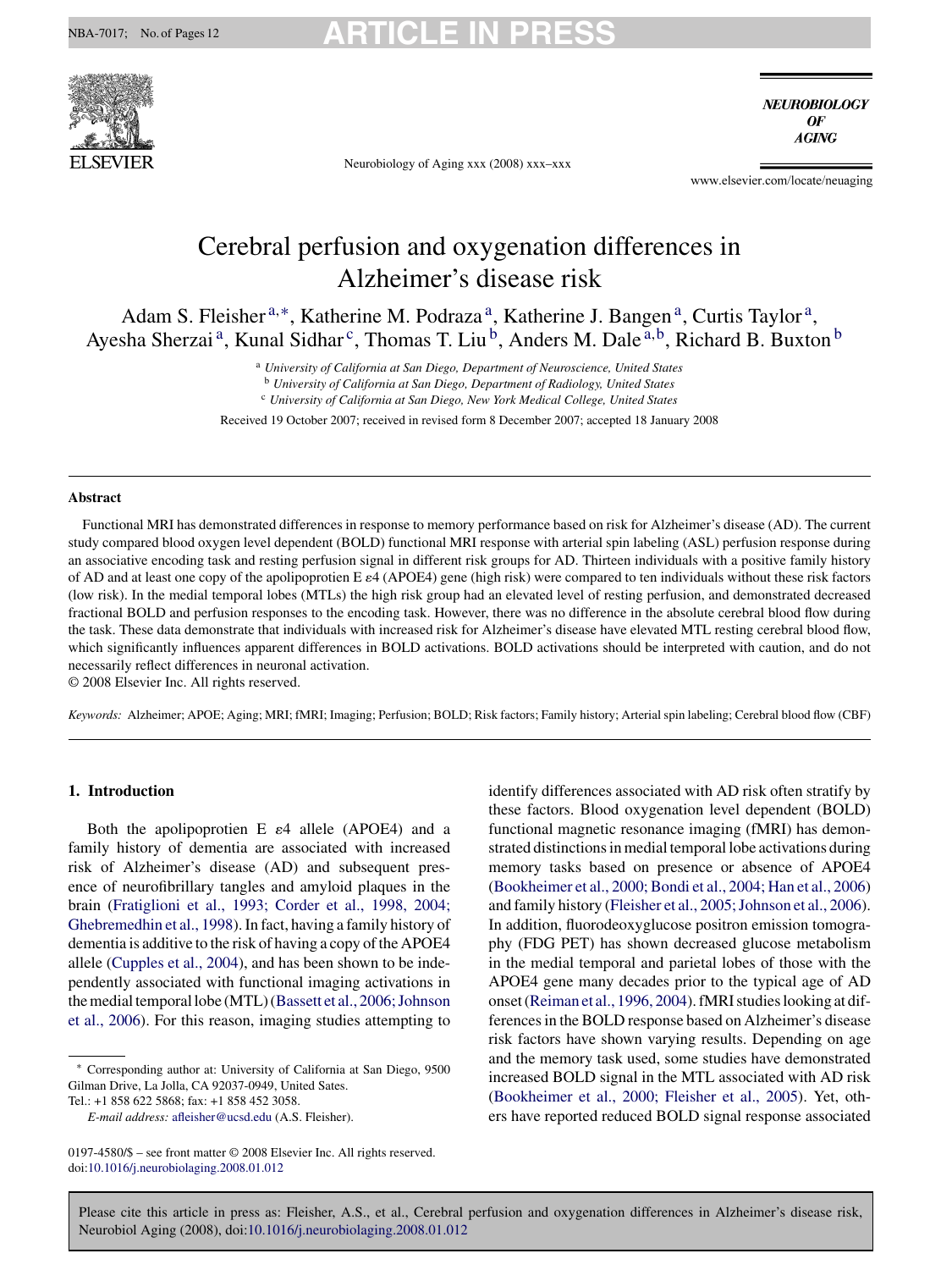# Cerebral perfusion and oxygenation differences in Alzheimer's disease risk

Adam S. Fleisher[a,*], Katherine M. Podraza[a], Katherine J. Bangen[a], Curtis Taylor[a], Ayesha Sherzai[a], Kunal Sidhar[c], Thomas T. Liu[b], Anders M. Dale[a,b], Richard B. Buxton[b]

[a] *University of California at San Diego, Department of Neuroscience, United States*
[b] *University of California at San Diego, Department of Radiology, United States*
[c] *University of California at San Diego, New York Medical College, United States*

Received 19 October 2007; received in revised form 8 December 2007; accepted 18 January 2008

## Abstract

Functional MRI has demonstrated differences in response to memory performance based on risk for Alzheimer's disease (AD). The current study compared blood oxygen level dependent (BOLD) functional MRI response with arterial spin labeling (ASL) perfusion response during an associative encoding task and resting perfusion signal in different risk groups for AD. Thirteen individuals with a positive family history of AD and at least one copy of the apolipoprotien E ε4 (APOE4) gene (high risk) were compared to ten individuals without these risk factors (low risk). In the medial temporal lobes (MTLs) the high risk group had an elevated level of resting perfusion, and demonstrated decreased fractional BOLD and perfusion responses to the encoding task. However, there was no difference in the absolute cerebral blood flow during the task. These data demonstrate that individuals with increased risk for Alzheimer's disease have elevated MTL resting cerebral blood flow, which significantly influences apparent differences in BOLD activations. BOLD activations should be interpreted with caution, and do not necessarily reflect differences in neuronal activation.

© 2008 Elsevier Inc. All rights reserved.

*Keywords:* Alzheimer; APOE; Aging; MRI; fMRI; Imaging; Perfusion; BOLD; Risk factors; Family history; Arterial spin labeling; Cerebral blood flow (CBF)

## 1. Introduction

Both the apolipoprotien E ε4 allele (APOE4) and a family history of dementia are associated with increased risk of Alzheimer's disease (AD) and subsequent presence of neurofibrillary tangles and amyloid plaques in the brain (Fratiglioni et al., 1993; Corder et al., 1998, 2004; Ghebremedhin et al., 1998). In fact, having a family history of dementia is additive to the risk of having a copy of the APOE4 allele (Cupples et al., 2004), and has been shown to be independently associated with functional imaging activations in the medial temporal lobe (MTL) (Bassett et al., 2006; Johnson et al., 2006). For this reason, imaging studies attempting to identify differences associated with AD risk often stratify by these factors. Blood oxygenation level dependent (BOLD) functional magnetic resonance imaging (fMRI) has demonstrated distinctions in medial temporal lobe activations during memory tasks based on presence or absence of APOE4 (Bookheimer et al., 2000; Bondi et al., 2004; Han et al., 2006) and family history (Fleisher et al., 2005; Johnson et al., 2006). In addition, fluorodeoxyglucose positron emission tomography (FDG PET) has shown decreased glucose metabolism in the medial temporal and parietal lobes of those with the APOE4 gene many decades prior to the typical age of AD onset (Reiman et al., 1996, 2004). fMRI studies looking at differences in the BOLD response based on Alzheimer's disease risk factors have shown varying results. Depending on age and the memory task used, some studies have demonstrated increased BOLD signal in the MTL associated with AD risk (Bookheimer et al., 2000; Fleisher et al., 2005). Yet, others have reported reduced BOLD signal response associated

* Corresponding author at: University of California at San Diego, 9500 Gilman Drive, La Jolla, CA 92037-0949, United Sates. Tel.: +1 858 622 5868; fax: +1 858 452 3058.
*E-mail address:* afleisher@ucsd.edu (A.S. Fleisher).

0197-4580/$ – see front matter © 2008 Elsevier Inc. All rights reserved.
doi:10.1016/j.neurobiolaging.2008.01.012

Please cite this article in press as: Fleisher, A.S., et al., Cerebral perfusion and oxygenation differences in Alzheimer's disease risk, Neurobiol Aging (2008), doi:10.1016/j.neurobiolaging.2008.01.012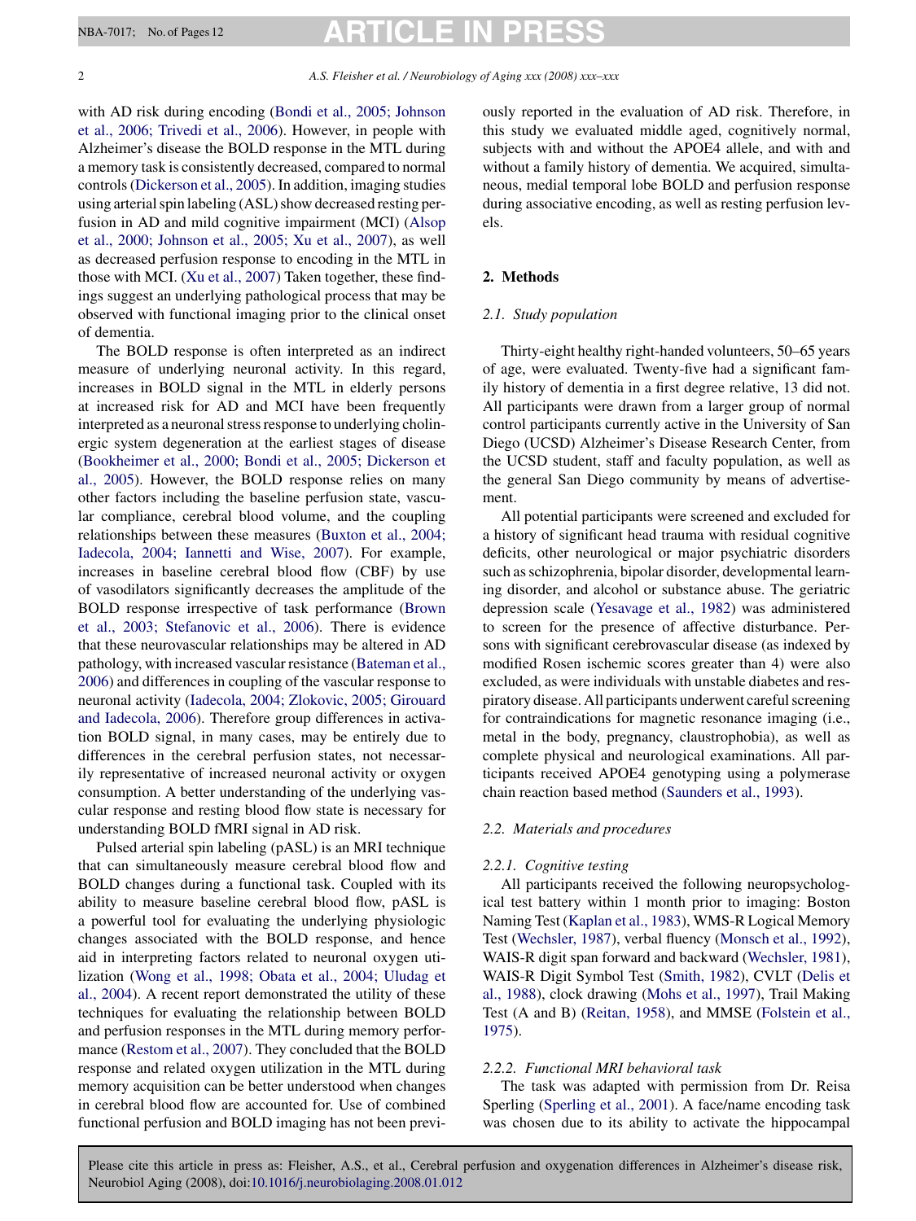with AD risk during encoding (Bondi et al., 2005; Johnson et al., 2006; Trivedi et al., 2006). However, in people with Alzheimer's disease the BOLD response in the MTL during a memory task is consistently decreased, compared to normal controls (Dickerson et al., 2005). In addition, imaging studies using arterial spin labeling (ASL) show decreased resting perfusion in AD and mild cognitive impairment (MCI) (Alsop et al., 2000; Johnson et al., 2005; Xu et al., 2007), as well as decreased perfusion response to encoding in the MTL in those with MCI. (Xu et al., 2007) Taken together, these findings suggest an underlying pathological process that may be observed with functional imaging prior to the clinical onset of dementia.

The BOLD response is often interpreted as an indirect measure of underlying neuronal activity. In this regard, increases in BOLD signal in the MTL in elderly persons at increased risk for AD and MCI have been frequently interpreted as a neuronal stress response to underlying cholinergic system degeneration at the earliest stages of disease (Bookheimer et al., 2000; Bondi et al., 2005; Dickerson et al., 2005). However, the BOLD response relies on many other factors including the baseline perfusion state, vascular compliance, cerebral blood volume, and the coupling relationships between these measures (Buxton et al., 2004; Iadecola, 2004; Iannetti and Wise, 2007). For example, increases in baseline cerebral blood flow (CBF) by use of vasodilators significantly decreases the amplitude of the BOLD response irrespective of task performance (Brown et al., 2003; Stefanovic et al., 2006). There is evidence that these neurovascular relationships may be altered in AD pathology, with increased vascular resistance (Bateman et al., 2006) and differences in coupling of the vascular response to neuronal activity (Iadecola, 2004; Zlokovic, 2005; Girouard and Iadecola, 2006). Therefore group differences in activation BOLD signal, in many cases, may be entirely due to differences in the cerebral perfusion states, not necessarily representative of increased neuronal activity or oxygen consumption. A better understanding of the underlying vascular response and resting blood flow state is necessary for understanding BOLD fMRI signal in AD risk.

Pulsed arterial spin labeling (pASL) is an MRI technique that can simultaneously measure cerebral blood flow and BOLD changes during a functional task. Coupled with its ability to measure baseline cerebral blood flow, pASL is a powerful tool for evaluating the underlying physiologic changes associated with the BOLD response, and hence aid in interpreting factors related to neuronal oxygen utilization (Wong et al., 1998; Obata et al., 2004; Uludag et al., 2004). A recent report demonstrated the utility of these techniques for evaluating the relationship between BOLD and perfusion responses in the MTL during memory performance (Restom et al., 2007). They concluded that the BOLD response and related oxygen utilization in the MTL during memory acquisition can be better understood when changes in cerebral blood flow are accounted for. Use of combined functional perfusion and BOLD imaging has not been previously reported in the evaluation of AD risk. Therefore, in this study we evaluated middle aged, cognitively normal, subjects with and without the APOE4 allele, and with and without a family history of dementia. We acquired, simultaneous, medial temporal lobe BOLD and perfusion response during associative encoding, as well as resting perfusion levels.

## 2. Methods

### *2.1. Study population*

Thirty-eight healthy right-handed volunteers, 50–65 years of age, were evaluated. Twenty-five had a significant family history of dementia in a first degree relative, 13 did not. All participants were drawn from a larger group of normal control participants currently active in the University of San Diego (UCSD) Alzheimer's Disease Research Center, from the UCSD student, staff and faculty population, as well as the general San Diego community by means of advertisement.

All potential participants were screened and excluded for a history of significant head trauma with residual cognitive deficits, other neurological or major psychiatric disorders such as schizophrenia, bipolar disorder, developmental learning disorder, and alcohol or substance abuse. The geriatric depression scale (Yesavage et al., 1982) was administered to screen for the presence of affective disturbance. Persons with significant cerebrovascular disease (as indexed by modified Rosen ischemic scores greater than 4) were also excluded, as were individuals with unstable diabetes and respiratory disease. All participants underwent careful screening for contraindications for magnetic resonance imaging (i.e., metal in the body, pregnancy, claustrophobia), as well as complete physical and neurological examinations. All participants received APOE4 genotyping using a polymerase chain reaction based method (Saunders et al., 1993).

### *2.2. Materials and procedures*

#### *2.2.1. Cognitive testing*

All participants received the following neuropsychological test battery within 1 month prior to imaging: Boston Naming Test (Kaplan et al., 1983), WMS-R Logical Memory Test (Wechsler, 1987), verbal fluency (Monsch et al., 1992), WAIS-R digit span forward and backward (Wechsler, 1981), WAIS-R Digit Symbol Test (Smith, 1982), CVLT (Delis et al., 1988), clock drawing (Mohs et al., 1997), Trail Making Test (A and B) (Reitan, 1958), and MMSE (Folstein et al., 1975).

#### *2.2.2. Functional MRI behavioral task*

The task was adapted with permission from Dr. Reisa Sperling (Sperling et al., 2001). A face/name encoding task was chosen due to its ability to activate the hippocampal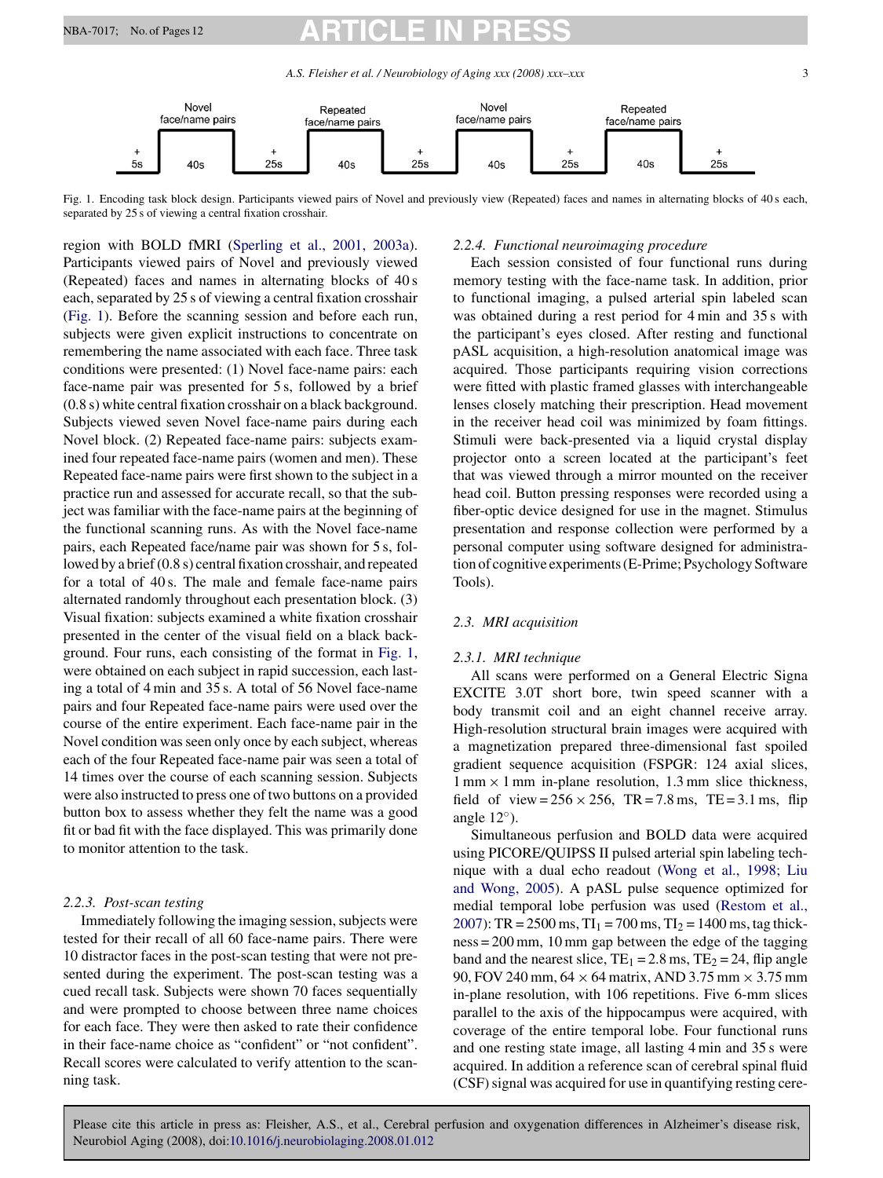Fig. 1. Encoding task block design. Participants viewed pairs of Novel and previously view (Repeated) faces and names in alternating blocks of 40 s each, separated by 25 s of viewing a central fixation crosshair.

region with BOLD fMRI (Sperling et al., 2001, 2003a). Participants viewed pairs of Novel and previously viewed (Repeated) faces and names in alternating blocks of 40 s each, separated by 25 s of viewing a central fixation crosshair (Fig. 1). Before the scanning session and before each run, subjects were given explicit instructions to concentrate on remembering the name associated with each face. Three task conditions were presented: (1) Novel face-name pairs: each face-name pair was presented for 5 s, followed by a brief (0.8 s) white central fixation crosshair on a black background. Subjects viewed seven Novel face-name pairs during each Novel block. (2) Repeated face-name pairs: subjects examined four repeated face-name pairs (women and men). These Repeated face-name pairs were first shown to the subject in a practice run and assessed for accurate recall, so that the subject was familiar with the face-name pairs at the beginning of the functional scanning runs. As with the Novel face-name pairs, each Repeated face/name pair was shown for 5 s, followed by a brief (0.8 s) central fixation crosshair, and repeated for a total of 40 s. The male and female face-name pairs alternated randomly throughout each presentation block. (3) Visual fixation: subjects examined a white fixation crosshair presented in the center of the visual field on a black background. Four runs, each consisting of the format in Fig. 1, were obtained on each subject in rapid succession, each lasting a total of 4 min and 35 s. A total of 56 Novel face-name pairs and four Repeated face-name pairs were used over the course of the entire experiment. Each face-name pair in the Novel condition was seen only once by each subject, whereas each of the four Repeated face-name pair was seen a total of 14 times over the course of each scanning session. Subjects were also instructed to press one of two buttons on a provided button box to assess whether they felt the name was a good fit or bad fit with the face displayed. This was primarily done to monitor attention to the task.

#### 2.2.3. Post-scan testing

Immediately following the imaging session, subjects were tested for their recall of all 60 face-name pairs. There were 10 distractor faces in the post-scan testing that were not presented during the experiment. The post-scan testing was a cued recall task. Subjects were shown 70 faces sequentially and were prompted to choose between three name choices for each face. They were then asked to rate their confidence in their face-name choice as "confident" or "not confident". Recall scores were calculated to verify attention to the scanning task.

#### 2.2.4. Functional neuroimaging procedure

Each session consisted of four functional runs during memory testing with the face-name task. In addition, prior to functional imaging, a pulsed arterial spin labeled scan was obtained during a rest period for 4 min and 35 s with the participant's eyes closed. After resting and functional pASL acquisition, a high-resolution anatomical image was acquired. Those participants requiring vision corrections were fitted with plastic framed glasses with interchangeable lenses closely matching their prescription. Head movement in the receiver head coil was minimized by foam fittings. Stimuli were back-presented via a liquid crystal display projector onto a screen located at the participant's feet that was viewed through a mirror mounted on the receiver head coil. Button pressing responses were recorded using a fiber-optic device designed for use in the magnet. Stimulus presentation and response collection were performed by a personal computer using software designed for administration of cognitive experiments (E-Prime; Psychology Software Tools).

### 2.3. MRI acquisition

#### 2.3.1. MRI technique

All scans were performed on a General Electric Signa EXCITE 3.0T short bore, twin speed scanner with a body transmit coil and an eight channel receive array. High-resolution structural brain images were acquired with a magnetization prepared three-dimensional fast spoiled gradient sequence acquisition (FSPGR: 124 axial slices, 1 mm × 1 mm in-plane resolution, 1.3 mm slice thickness, field of view = 256 × 256, TR = 7.8 ms, TE = 3.1 ms, flip angle 12°).

Simultaneous perfusion and BOLD data were acquired using PICORE/QUIPSS II pulsed arterial spin labeling technique with a dual echo readout (Wong et al., 1998; Liu and Wong, 2005). A pASL pulse sequence optimized for medial temporal lobe perfusion was used (Restom et al., 2007): TR = 2500 ms, $TI_1$ = 700 ms, $TI_2$ = 1400 ms, tag thickness = 200 mm, 10 mm gap between the edge of the tagging band and the nearest slice, $TE_1$ = 2.8 ms, $TE_2$ = 24, flip angle 90, FOV 240 mm, 64 × 64 matrix, AND 3.75 mm × 3.75 mm in-plane resolution, with 106 repetitions. Five 6-mm slices parallel to the axis of the hippocampus were acquired, with coverage of the entire temporal lobe. Four functional runs and one resting state image, all lasting 4 min and 35 s were acquired. In addition a reference scan of cerebral spinal fluid (CSF) signal was acquired for use in quantifying resting cere-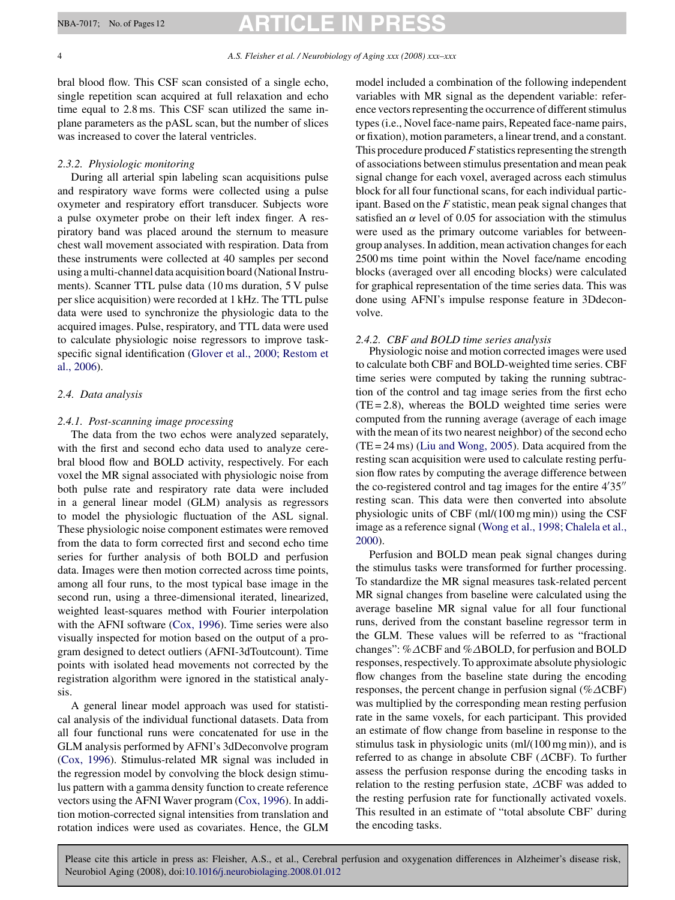bral blood flow. This CSF scan consisted of a single echo, single repetition scan acquired at full relaxation and echo time equal to 2.8 ms. This CSF scan utilized the same in-plane parameters as the pASL scan, but the number of slices was increased to cover the lateral ventricles.

#### 2.3.2. Physiologic monitoring

During all arterial spin labeling scan acquisitions pulse and respiratory wave forms were collected using a pulse oxymeter and respiratory effort transducer. Subjects wore a pulse oxymeter probe on their left index finger. A respiratory band was placed around the sternum to measure chest wall movement associated with respiration. Data from these instruments were collected at 40 samples per second using a multi-channel data acquisition board (National Instruments). Scanner TTL pulse data (10 ms duration, 5 V pulse per slice acquisition) were recorded at 1 kHz. The TTL pulse data were used to synchronize the physiologic data to the acquired images. Pulse, respiratory, and TTL data were used to calculate physiologic noise regressors to improve task-specific signal identification (Glover et al., 2000; Restom et al., 2006).

### 2.4. Data analysis

#### 2.4.1. Post-scanning image processing

The data from the two echos were analyzed separately, with the first and second echo data used to analyze cerebral blood flow and BOLD activity, respectively. For each voxel the MR signal associated with physiologic noise from both pulse rate and respiratory rate data were included in a general linear model (GLM) analysis as regressors to model the physiologic fluctuation of the ASL signal. These physiologic noise component estimates were removed from the data to form corrected first and second echo time series for further analysis of both BOLD and perfusion data. Images were then motion corrected across time points, among all four runs, to the most typical base image in the second run, using a three-dimensional iterated, linearized, weighted least-squares method with Fourier interpolation with the AFNI software (Cox, 1996). Time series were also visually inspected for motion based on the output of a program designed to detect outliers (AFNI-3dToutcount). Time points with isolated head movements not corrected by the registration algorithm were ignored in the statistical analysis.

A general linear model approach was used for statistical analysis of the individual functional datasets. Data from all four functional runs were concatenated for use in the GLM analysis performed by AFNI's 3dDeconvolve program (Cox, 1996). Stimulus-related MR signal was included in the regression model by convolving the block design stimulus pattern with a gamma density function to create reference vectors using the AFNI Waver program (Cox, 1996). In addition motion-corrected signal intensities from translation and rotation indices were used as covariates. Hence, the GLM model included a combination of the following independent variables with MR signal as the dependent variable: reference vectors representing the occurrence of different stimulus types (i.e., Novel face-name pairs, Repeated face-name pairs, or fixation), motion parameters, a linear trend, and a constant. This procedure produced *F* statistics representing the strength of associations between stimulus presentation and mean peak signal change for each voxel, averaged across each stimulus block for all four functional scans, for each individual participant. Based on the *F* statistic, mean peak signal changes that satisfied an $\alpha$ level of 0.05 for association with the stimulus were used as the primary outcome variables for between-group analyses. In addition, mean activation changes for each 2500 ms time point within the Novel face/name encoding blocks (averaged over all encoding blocks) were calculated for graphical representation of the time series data. This was done using AFNI's impulse response feature in 3Ddeconvolve.

#### 2.4.2. CBF and BOLD time series analysis

Physiologic noise and motion corrected images were used to calculate both CBF and BOLD-weighted time series. CBF time series were computed by taking the running subtraction of the control and tag image series from the first echo (TE = 2.8), whereas the BOLD weighted time series were computed from the running average (average of each image with the mean of its two nearest neighbor) of the second echo (TE = 24 ms) (Liu and Wong, 2005). Data acquired from the resting scan acquisition were used to calculate resting perfusion flow rates by computing the average difference between the co-registered control and tag images for the entire 4′35″ resting scan. This data were then converted into absolute physiologic units of CBF (ml/(100 mg min)) using the CSF image as a reference signal (Wong et al., 1998; Chalela et al., 2000).

Perfusion and BOLD mean peak signal changes during the stimulus tasks were transformed for further processing. To standardize the MR signal measures task-related percent MR signal changes from baseline were calculated using the average baseline MR signal value for all four functional runs, derived from the constant baseline regressor term in the GLM. These values will be referred to as "fractional changes": %$\Delta$CBF and %$\Delta$BOLD, for perfusion and BOLD responses, respectively. To approximate absolute physiologic flow changes from the baseline state during the encoding responses, the percent change in perfusion signal (%$\Delta$CBF) was multiplied by the corresponding mean resting perfusion rate in the same voxels, for each participant. This provided an estimate of flow change from baseline in response to the stimulus task in physiologic units (ml/(100 mg min)), and is referred to as change in absolute CBF ($\Delta$CBF). To further assess the perfusion response during the encoding tasks in relation to the resting perfusion state, $\Delta$CBF was added to the resting perfusion rate for functionally activated voxels. This resulted in an estimate of "total absolute CBF' during the encoding tasks.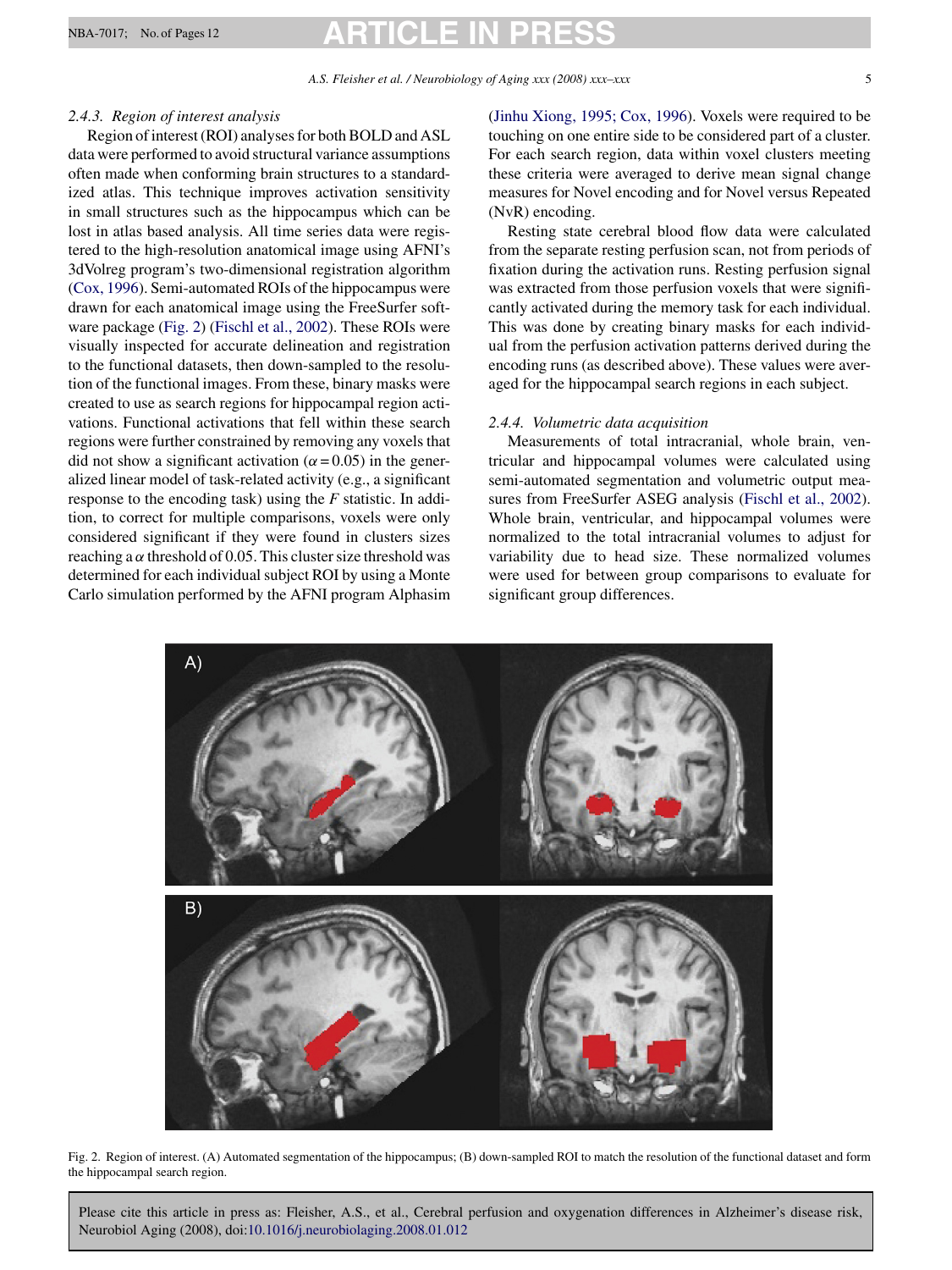### 2.4.3. Region of interest analysis

Region of interest (ROI) analyses for both BOLD and ASL data were performed to avoid structural variance assumptions often made when conforming brain structures to a standardized atlas. This technique improves activation sensitivity in small structures such as the hippocampus which can be lost in atlas based analysis. All time series data were registered to the high-resolution anatomical image using AFNI's 3dVolreg program's two-dimensional registration algorithm (Cox, 1996). Semi-automated ROIs of the hippocampus were drawn for each anatomical image using the FreeSurfer software package (Fig. 2) (Fischl et al., 2002). These ROIs were visually inspected for accurate delineation and registration to the functional datasets, then down-sampled to the resolution of the functional images. From these, binary masks were created to use as search regions for hippocampal region activations. Functional activations that fell within these search regions were further constrained by removing any voxels that did not show a significant activation ($\alpha = 0.05$) in the generalized linear model of task-related activity (e.g., a significant response to the encoding task) using the $F$ statistic. In addition, to correct for multiple comparisons, voxels were only considered significant if they were found in clusters sizes reaching a $\alpha$ threshold of 0.05. This cluster size threshold was determined for each individual subject ROI by using a Monte Carlo simulation performed by the AFNI program Alphasim (Jinhu Xiong, 1995; Cox, 1996). Voxels were required to be touching on one entire side to be considered part of a cluster. For each search region, data within voxel clusters meeting these criteria were averaged to derive mean signal change measures for Novel encoding and for Novel versus Repeated (NvR) encoding.

Resting state cerebral blood flow data were calculated from the separate resting perfusion scan, not from periods of fixation during the activation runs. Resting perfusion signal was extracted from those perfusion voxels that were significantly activated during the memory task for each individual. This was done by creating binary masks for each individual from the perfusion activation patterns derived during the encoding runs (as described above). These values were averaged for the hippocampal search regions in each subject.

### 2.4.4. Volumetric data acquisition

Measurements of total intracranial, whole brain, ventricular and hippocampal volumes were calculated using semi-automated segmentation and volumetric output measures from FreeSurfer ASEG analysis (Fischl et al., 2002). Whole brain, ventricular, and hippocampal volumes were normalized to the total intracranial volumes to adjust for variability due to head size. These normalized volumes were used for between group comparisons to evaluate for significant group differences.

Fig. 2. Region of interest. (A) Automated segmentation of the hippocampus; (B) down-sampled ROI to match the resolution of the functional dataset and form the hippocampal search region.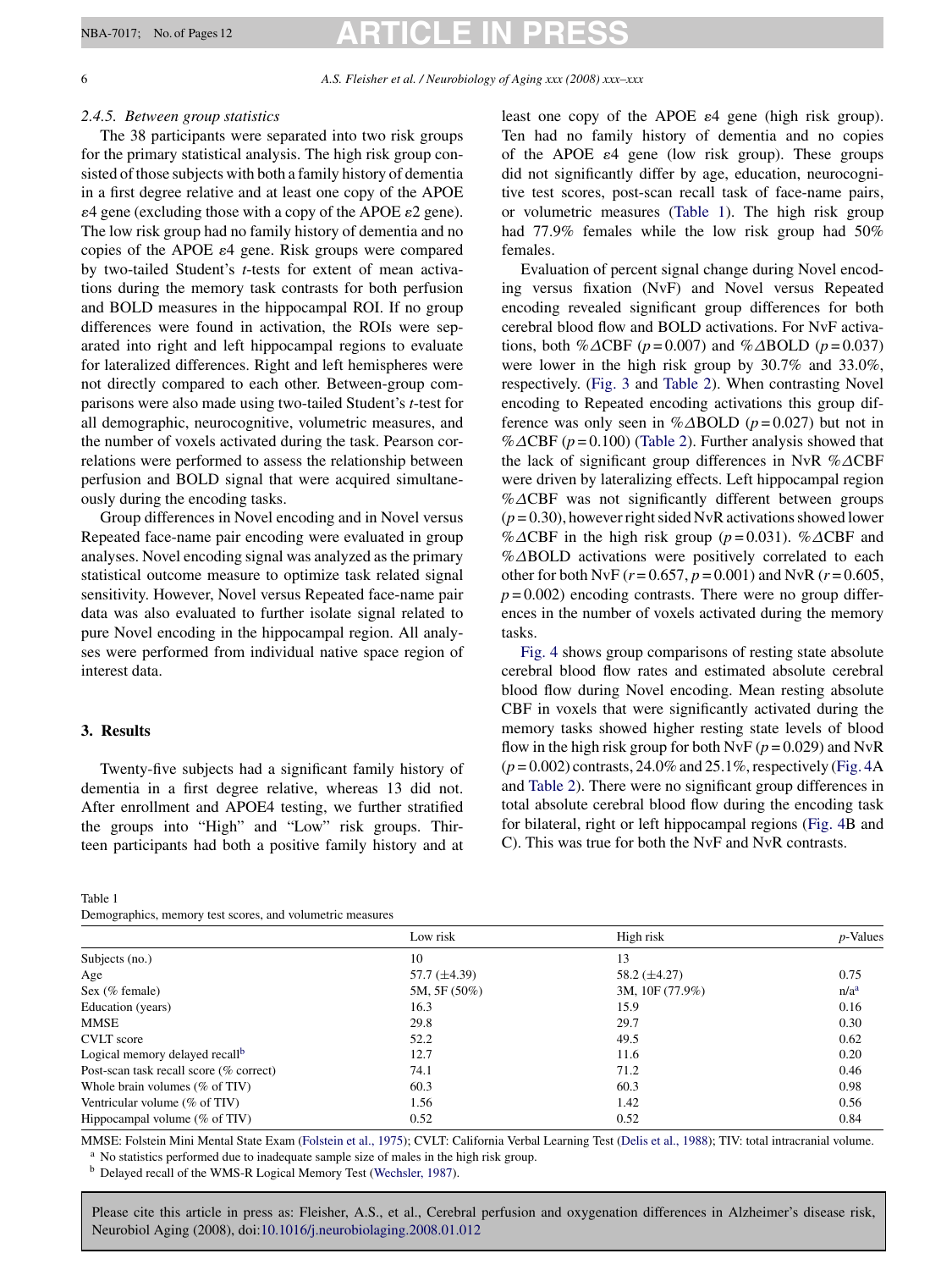### 2.4.5. Between group statistics

The 38 participants were separated into two risk groups for the primary statistical analysis. The high risk group consisted of those subjects with both a family history of dementia in a first degree relative and at least one copy of the APOE ε4 gene (excluding those with a copy of the APOE ε2 gene). The low risk group had no family history of dementia and no copies of the APOE ε4 gene. Risk groups were compared by two-tailed Student's *t*-tests for extent of mean activations during the memory task contrasts for both perfusion and BOLD measures in the hippocampal ROI. If no group differences were found in activation, the ROIs were separated into right and left hippocampal regions to evaluate for lateralized differences. Right and left hemispheres were not directly compared to each other. Between-group comparisons were also made using two-tailed Student's *t*-test for all demographic, neurocognitive, volumetric measures, and the number of voxels activated during the task. Pearson correlations were performed to assess the relationship between perfusion and BOLD signal that were acquired simultaneously during the encoding tasks.

Group differences in Novel encoding and in Novel versus Repeated face-name pair encoding were evaluated in group analyses. Novel encoding signal was analyzed as the primary statistical outcome measure to optimize task related signal sensitivity. However, Novel versus Repeated face-name pair data was also evaluated to further isolate signal related to pure Novel encoding in the hippocampal region. All analyses were performed from individual native space region of interest data.

## 3. Results

Twenty-five subjects had a significant family history of dementia in a first degree relative, whereas 13 did not. After enrollment and APOE4 testing, we further stratified the groups into "High" and "Low" risk groups. Thirteen participants had both a positive family history and at least one copy of the APOE ε4 gene (high risk group). Ten had no family history of dementia and no copies of the APOE ε4 gene (low risk group). These groups did not significantly differ by age, education, neurocognitive test scores, post-scan recall task of face-name pairs, or volumetric measures (Table 1). The high risk group had 77.9% females while the low risk group had 50% females.

Evaluation of percent signal change during Novel encoding versus fixation (NvF) and Novel versus Repeated encoding revealed significant group differences for both cerebral blood flow and BOLD activations. For NvF activations, both %ΔCBF ($p = 0.007$) and %ΔBOLD ($p = 0.037$) were lower in the high risk group by 30.7% and 33.0%, respectively. (Fig. 3 and Table 2). When contrasting Novel encoding to Repeated encoding activations this group difference was only seen in %ΔBOLD ($p = 0.027$) but not in %ΔCBF ($p = 0.100$) (Table 2). Further analysis showed that the lack of significant group differences in NvR %ΔCBF were driven by lateralizing effects. Left hippocampal region %ΔCBF was not significantly different between groups ($p = 0.30$), however right sided NvR activations showed lower %ΔCBF in the high risk group ($p = 0.031$). %ΔCBF and %ΔBOLD activations were positively correlated to each other for both NvF ($r = 0.657$, $p = 0.001$) and NvR ($r = 0.605$, $p = 0.002$) encoding contrasts. There were no group differences in the number of voxels activated during the memory tasks.

Fig. 4 shows group comparisons of resting state absolute cerebral blood flow rates and estimated absolute cerebral blood flow during Novel encoding. Mean resting absolute CBF in voxels that were significantly activated during the memory tasks showed higher resting state levels of blood flow in the high risk group for both NvF ($p = 0.029$) and NvR ($p = 0.002$) contrasts, 24.0% and 25.1%, respectively (Fig. 4A and Table 2). There were no significant group differences in total absolute cerebral blood flow during the encoding task for bilateral, right or left hippocampal regions (Fig. 4B and C). This was true for both the NvF and NvR contrasts.

Table 1
Demographics, memory test scores, and volumetric measures

| | Low risk | High risk | *p*-Values |
|---|---|---|---|
| Subjects (no.) | 10 | 13 | |
| Age | 57.7 (±4.39) | 58.2 (±4.27) | 0.75 |
| Sex (% female) | 5M, 5F (50%) | 3M, 10F (77.9%) | n/a[a] |
| Education (years) | 16.3 | 15.9 | 0.16 |
| MMSE | 29.8 | 29.7 | 0.30 |
| CVLT score | 52.2 | 49.5 | 0.62 |
| Logical memory delayed recall[b] | 12.7 | 11.6 | 0.20 |
| Post-scan task recall score (% correct) | 74.1 | 71.2 | 0.46 |
| Whole brain volumes (% of TIV) | 60.3 | 60.3 | 0.98 |
| Ventricular volume (% of TIV) | 1.56 | 1.42 | 0.56 |
| Hippocampal volume (% of TIV) | 0.52 | 0.52 | 0.84 |

MMSE: Folstein Mini Mental State Exam (Folstein et al., 1975); CVLT: California Verbal Learning Test (Delis et al., 1988); TIV: total intracranial volume.
[a] No statistics performed due to inadequate sample size of males in the high risk group.
[b] Delayed recall of the WMS-R Logical Memory Test (Wechsler, 1987).

Please cite this article in press as: Fleisher, A.S., et al., Cerebral perfusion and oxygenation differences in Alzheimer's disease risk, Neurobiol Aging (2008), doi:10.1016/j.neurobiolaging.2008.01.012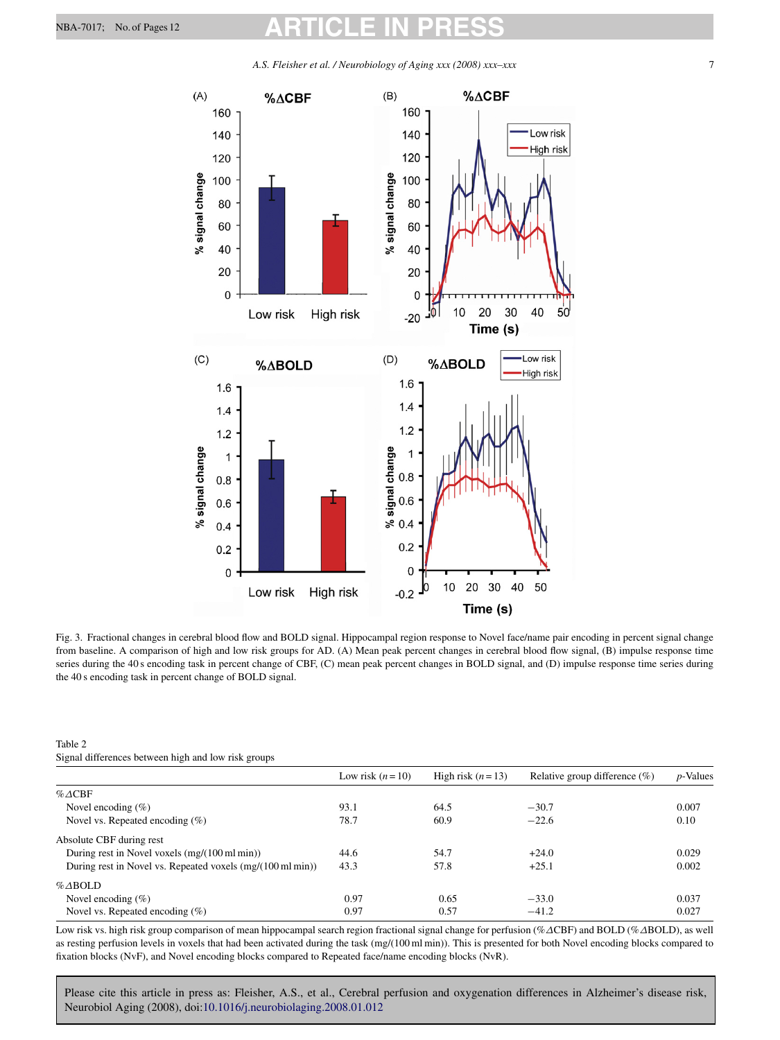Fig. 3. Fractional changes in cerebral blood flow and BOLD signal. Hippocampal region response to Novel face/name pair encoding in percent signal change from baseline. A comparison of high and low risk groups for AD. (A) Mean peak percent changes in cerebral blood flow signal, (B) impulse response time series during the 40 s encoding task in percent change of CBF, (C) mean peak percent changes in BOLD signal, and (D) impulse response time series during the 40 s encoding task in percent change of BOLD signal.

Table 2
Signal differences between high and low risk groups

| | Low risk ($n = 10$) | High risk ($n = 13$) | Relative group difference (%) | $p$-Values |
|---|---|---|---|---|
| %ΔCBF | | | | |
| Novel encoding (%) | 93.1 | 64.5 | −30.7 | 0.007 |
| Novel vs. Repeated encoding (%) | 78.7 | 60.9 | −22.6 | 0.10 |
| Absolute CBF during rest | | | | |
| During rest in Novel voxels (mg/(100 ml min)) | 44.6 | 54.7 | +24.0 | 0.029 |
| During rest in Novel vs. Repeated voxels (mg/(100 ml min)) | 43.3 | 57.8 | +25.1 | 0.002 |
| %ΔBOLD | | | | |
| Novel encoding (%) | 0.97 | 0.65 | −33.0 | 0.037 |
| Novel vs. Repeated encoding (%) | 0.97 | 0.57 | −41.2 | 0.027 |

Low risk vs. high risk group comparison of mean hippocampal search region fractional signal change for perfusion (%ΔCBF) and BOLD (%ΔBOLD), as well as resting perfusion levels in voxels that had been activated during the task (mg/(100 ml min)). This is presented for both Novel encoding blocks compared to fixation blocks (NvF), and Novel encoding blocks compared to Repeated face/name encoding blocks (NvR).

Please cite this article in press as: Fleisher, A.S., et al., Cerebral perfusion and oxygenation differences in Alzheimer's disease risk, Neurobiol Aging (2008), doi:10.1016/j.neurobiolaging.2008.01.012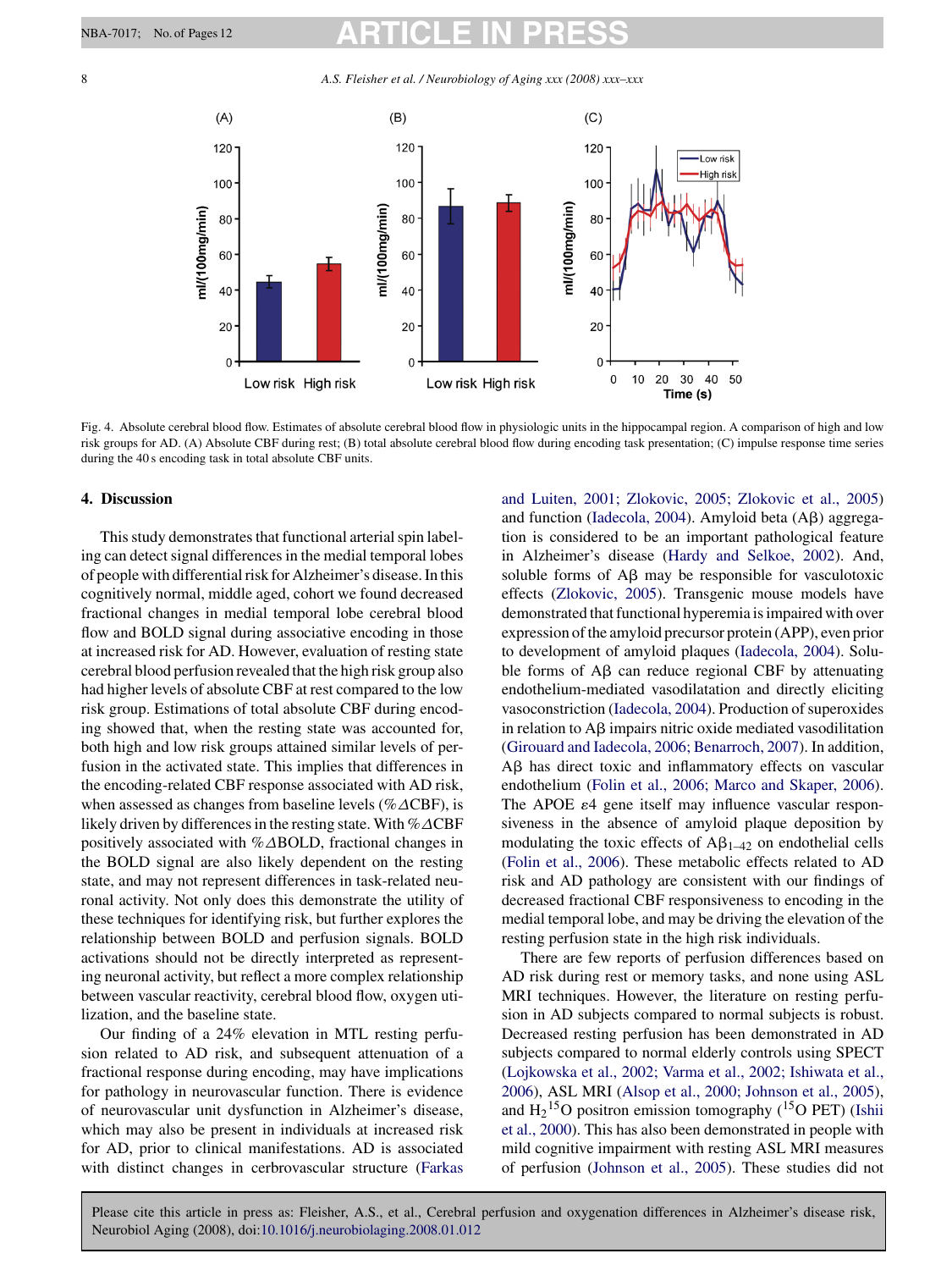Fig. 4. Absolute cerebral blood flow. Estimates of absolute cerebral blood flow in physiologic units in the hippocampal region. A comparison of high and low risk groups for AD. (A) Absolute CBF during rest; (B) total absolute cerebral blood flow during encoding task presentation; (C) impulse response time series during the 40 s encoding task in total absolute CBF units.

## 4. Discussion

This study demonstrates that functional arterial spin labeling can detect signal differences in the medial temporal lobes of people with differential risk for Alzheimer's disease. In this cognitively normal, middle aged, cohort we found decreased fractional changes in medial temporal lobe cerebral blood flow and BOLD signal during associative encoding in those at increased risk for AD. However, evaluation of resting state cerebral blood perfusion revealed that the high risk group also had higher levels of absolute CBF at rest compared to the low risk group. Estimations of total absolute CBF during encoding showed that, when the resting state was accounted for, both high and low risk groups attained similar levels of perfusion in the activated state. This implies that differences in the encoding-related CBF response associated with AD risk, when assessed as changes from baseline levels (%$\Delta$CBF), is likely driven by differences in the resting state. With %$\Delta$CBF positively associated with %$\Delta$BOLD, fractional changes in the BOLD signal are also likely dependent on the resting state, and may not represent differences in task-related neuronal activity. Not only does this demonstrate the utility of these techniques for identifying risk, but further explores the relationship between BOLD and perfusion signals. BOLD activations should not be directly interpreted as representing neuronal activity, but reflect a more complex relationship between vascular reactivity, cerebral blood flow, oxygen utilization, and the baseline state.

Our finding of a 24% elevation in MTL resting perfusion related to AD risk, and subsequent attenuation of a fractional response during encoding, may have implications for pathology in neurovascular function. There is evidence of neurovascular unit dysfunction in Alzheimer's disease, which may also be present in individuals at increased risk for AD, prior to clinical manifestations. AD is associated with distinct changes in cerbrovascular structure (Farkas and Luiten, 2001; Zlokovic, 2005; Zlokovic et al., 2005) and function (Iadecola, 2004). Amyloid beta (Aβ) aggregation is considered to be an important pathological feature in Alzheimer's disease (Hardy and Selkoe, 2002). And, soluble forms of Aβ may be responsible for vasculotoxic effects (Zlokovic, 2005). Transgenic mouse models have demonstrated that functional hyperemia is impaired with over expression of the amyloid precursor protein (APP), even prior to development of amyloid plaques (Iadecola, 2004). Soluble forms of Aβ can reduce regional CBF by attenuating endothelium-mediated vasodilatation and directly eliciting vasoconstriction (Iadecola, 2004). Production of superoxides in relation to Aβ impairs nitric oxide mediated vasodilitation (Girouard and Iadecola, 2006; Benarroch, 2007). In addition, Aβ has direct toxic and inflammatory effects on vascular endothelium (Folin et al., 2006; Marco and Skaper, 2006). The APOE $\varepsilon$4 gene itself may influence vascular responsiveness in the absence of amyloid plaque deposition by modulating the toxic effects of $A\beta_{1-42}$ on endothelial cells (Folin et al., 2006). These metabolic effects related to AD risk and AD pathology are consistent with our findings of decreased fractional CBF responsiveness to encoding in the medial temporal lobe, and may be driving the elevation of the resting perfusion state in the high risk individuals.

There are few reports of perfusion differences based on AD risk during rest or memory tasks, and none using ASL MRI techniques. However, the literature on resting perfusion in AD subjects compared to normal subjects is robust. Decreased resting perfusion has been demonstrated in AD subjects compared to normal elderly controls using SPECT (Lojkowska et al., 2002; Varma et al., 2002; Ishiwata et al., 2006), ASL MRI (Alsop et al., 2000; Johnson et al., 2005), and $H_2{}^{15}O$ positron emission tomography ($^{15}O$ PET) (Ishii et al., 2000). This has also been demonstrated in people with mild cognitive impairment with resting ASL MRI measures of perfusion (Johnson et al., 2005). These studies did not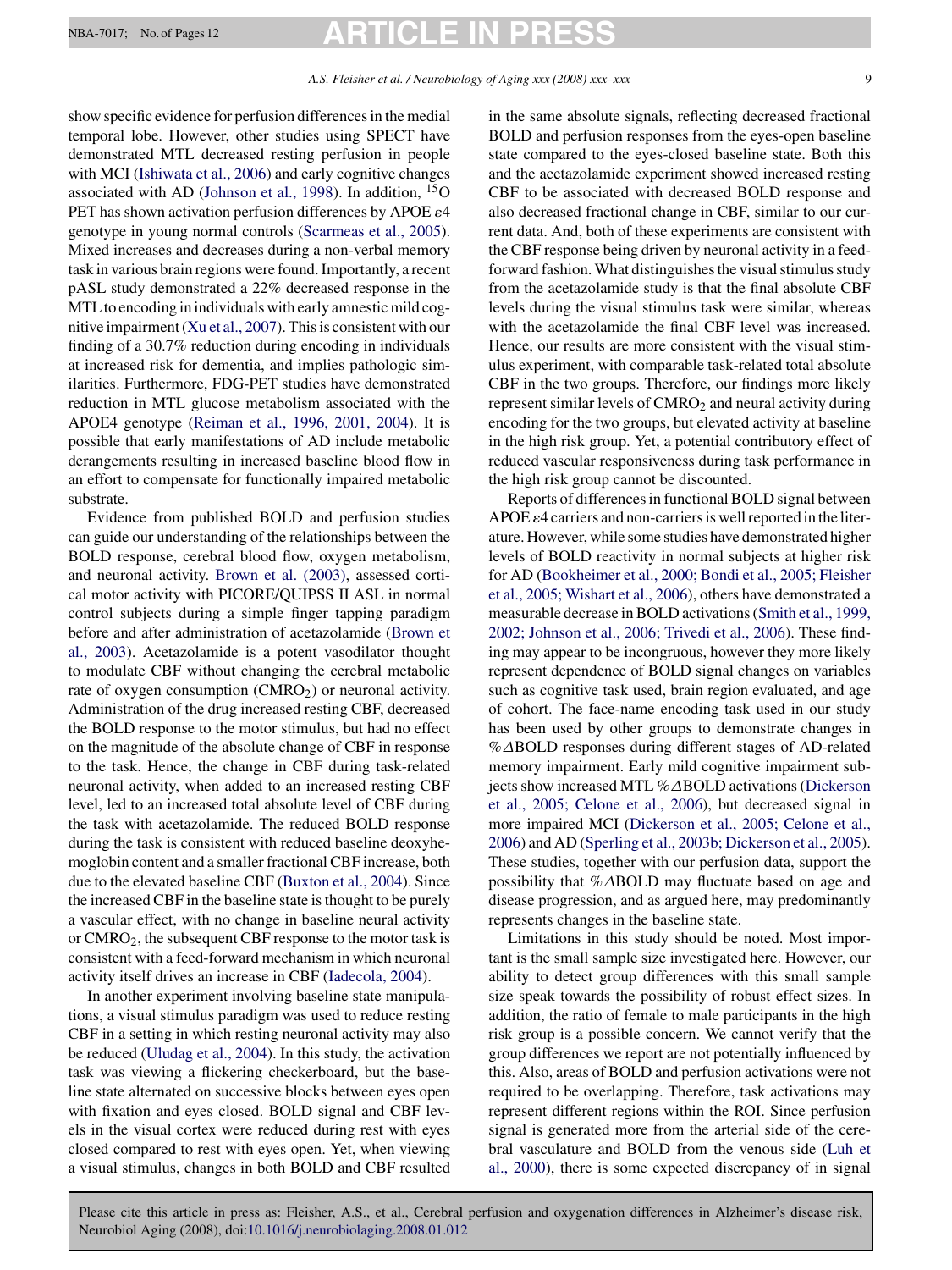show specific evidence for perfusion differences in the medial temporal lobe. However, other studies using SPECT have demonstrated MTL decreased resting perfusion in people with MCI (Ishiwata et al., 2006) and early cognitive changes associated with AD (Johnson et al., 1998). In addition, $^{15}$O PET has shown activation perfusion differences by APOE $\varepsilon$4 genotype in young normal controls (Scarmeas et al., 2005). Mixed increases and decreases during a non-verbal memory task in various brain regions were found. Importantly, a recent pASL study demonstrated a 22% decreased response in the MTL to encoding in individuals with early amnestic mild cognitive impairment (Xu et al., 2007). This is consistent with our finding of a 30.7% reduction during encoding in individuals at increased risk for dementia, and implies pathologic similarities. Furthermore, FDG-PET studies have demonstrated reduction in MTL glucose metabolism associated with the APOE4 genotype (Reiman et al., 1996, 2001, 2004). It is possible that early manifestations of AD include metabolic derangements resulting in increased baseline blood flow in an effort to compensate for functionally impaired metabolic substrate.

Evidence from published BOLD and perfusion studies can guide our understanding of the relationships between the BOLD response, cerebral blood flow, oxygen metabolism, and neuronal activity. Brown et al. (2003), assessed cortical motor activity with PICORE/QUIPSS II ASL in normal control subjects during a simple finger tapping paradigm before and after administration of acetazolamide (Brown et al., 2003). Acetazolamide is a potent vasodilator thought to modulate CBF without changing the cerebral metabolic rate of oxygen consumption ($CMRO_2$) or neuronal activity. Administration of the drug increased resting CBF, decreased the BOLD response to the motor stimulus, but had no effect on the magnitude of the absolute change of CBF in response to the task. Hence, the change in CBF during task-related neuronal activity, when added to an increased resting CBF level, led to an increased total absolute level of CBF during the task with acetazolamide. The reduced BOLD response during the task is consistent with reduced baseline deoxyhemoglobin content and a smaller fractional CBF increase, both due to the elevated baseline CBF (Buxton et al., 2004). Since the increased CBF in the baseline state is thought to be purely a vascular effect, with no change in baseline neural activity or $CMRO_2$, the subsequent CBF response to the motor task is consistent with a feed-forward mechanism in which neuronal activity itself drives an increase in CBF (Iadecola, 2004).

In another experiment involving baseline state manipulations, a visual stimulus paradigm was used to reduce resting CBF in a setting in which resting neuronal activity may also be reduced (Uludag et al., 2004). In this study, the activation task was viewing a flickering checkerboard, but the baseline state alternated on successive blocks between eyes open with fixation and eyes closed. BOLD signal and CBF levels in the visual cortex were reduced during rest with eyes closed compared to rest with eyes open. Yet, when viewing a visual stimulus, changes in both BOLD and CBF resulted in the same absolute signals, reflecting decreased fractional BOLD and perfusion responses from the eyes-open baseline state compared to the eyes-closed baseline state. Both this and the acetazolamide experiment showed increased resting CBF to be associated with decreased BOLD response and also decreased fractional change in CBF, similar to our current data. And, both of these experiments are consistent with the CBF response being driven by neuronal activity in a feed-forward fashion. What distinguishes the visual stimulus study from the acetazolamide study is that the final absolute CBF levels during the visual stimulus task were similar, whereas with the acetazolamide the final CBF level was increased. Hence, our results are more consistent with the visual stimulus experiment, with comparable task-related total absolute CBF in the two groups. Therefore, our findings more likely represent similar levels of $CMRO_2$ and neural activity during encoding for the two groups, but elevated activity at baseline in the high risk group. Yet, a potential contributory effect of reduced vascular responsiveness during task performance in the high risk group cannot be discounted.

Reports of differences in functional BOLD signal between APOE $\varepsilon$4 carriers and non-carriers is well reported in the literature. However, while some studies have demonstrated higher levels of BOLD reactivity in normal subjects at higher risk for AD (Bookheimer et al., 2000; Bondi et al., 2005; Fleisher et al., 2005; Wishart et al., 2006), others have demonstrated a measurable decrease in BOLD activations (Smith et al., 1999, 2002; Johnson et al., 2006; Trivedi et al., 2006). These finding may appear to be incongruous, however they more likely represent dependence of BOLD signal changes on variables such as cognitive task used, brain region evaluated, and age of cohort. The face-name encoding task used in our study has been used by other groups to demonstrate changes in %$\Delta$BOLD responses during different stages of AD-related memory impairment. Early mild cognitive impairment subjects show increased MTL %$\Delta$BOLD activations (Dickerson et al., 2005; Celone et al., 2006), but decreased signal in more impaired MCI (Dickerson et al., 2005; Celone et al., 2006) and AD (Sperling et al., 2003b; Dickerson et al., 2005). These studies, together with our perfusion data, support the possibility that %$\Delta$BOLD may fluctuate based on age and disease progression, and as argued here, may predominantly represents changes in the baseline state.

Limitations in this study should be noted. Most important is the small sample size investigated here. However, our ability to detect group differences with this small sample size speak towards the possibility of robust effect sizes. In addition, the ratio of female to male participants in the high risk group is a possible concern. We cannot verify that the group differences we report are not potentially influenced by this. Also, areas of BOLD and perfusion activations were not required to be overlapping. Therefore, task activations may represent different regions within the ROI. Since perfusion signal is generated more from the arterial side of the cerebral vasculature and BOLD from the venous side (Luh et al., 2000), there is some expected discrepancy of in signal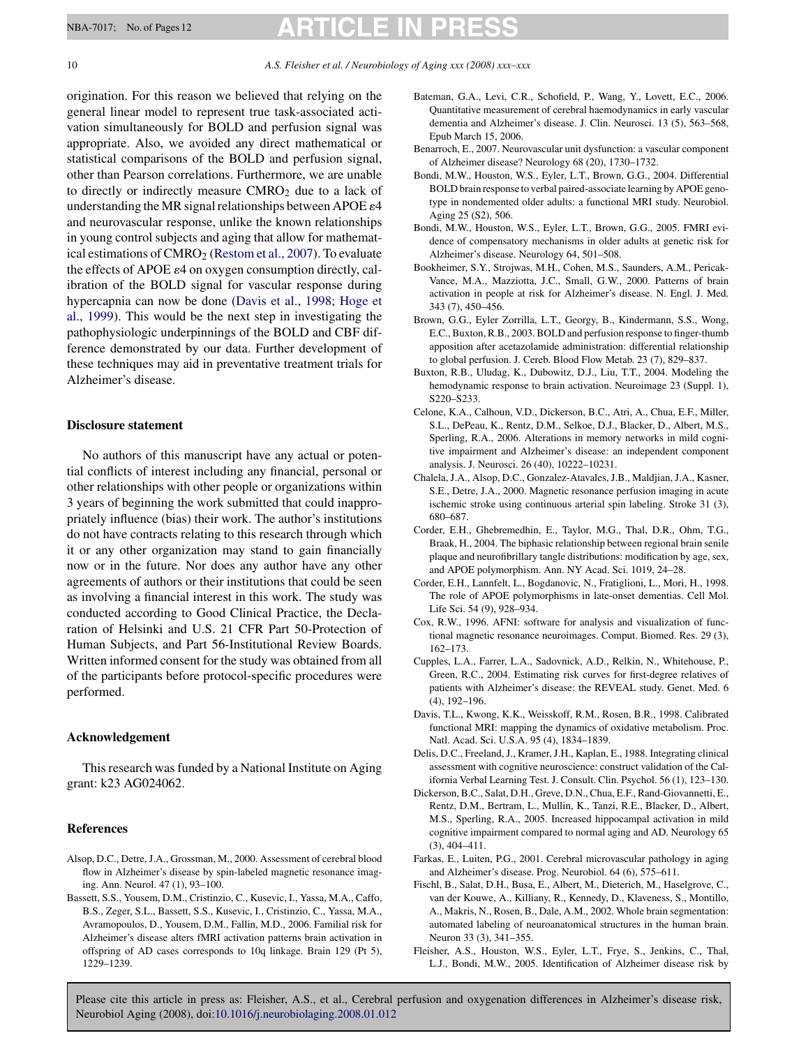origination. For this reason we believed that relying on the general linear model to represent true task-associated activation simultaneously for BOLD and perfusion signal was appropriate. Also, we avoided any direct mathematical or statistical comparisons of the BOLD and perfusion signal, other than Pearson correlations. Furthermore, we are unable to directly or indirectly measure $CMRO_2$ due to a lack of understanding the MR signal relationships between APOE $\varepsilon 4$ and neurovascular response, unlike the known relationships in young control subjects and aging that allow for mathematical estimations of $CMRO_2$ (Restom et al., 2007). To evaluate the effects of APOE $\varepsilon 4$ on oxygen consumption directly, calibration of the BOLD signal for vascular response during hypercapnia can now be done (Davis et al., 1998; Hoge et al., 1999). This would be the next step in investigating the pathophysiologic underpinnings of the BOLD and CBF difference demonstrated by our data. Further development of these techniques may aid in preventative treatment trials for Alzheimer's disease.

## Disclosure statement

No authors of this manuscript have any actual or potential conflicts of interest including any financial, personal or other relationships with other people or organizations within 3 years of beginning the work submitted that could inappropriately influence (bias) their work. The author's institutions do not have contracts relating to this research through which it or any other organization may stand to gain financially now or in the future. Nor does any author have any other agreements of authors or their institutions that could be seen as involving a financial interest in this work. The study was conducted according to Good Clinical Practice, the Declaration of Helsinki and U.S. 21 CFR Part 50-Protection of Human Subjects, and Part 56-Institutional Review Boards. Written informed consent for the study was obtained from all of the participants before protocol-specific procedures were performed.

## Acknowledgement

This research was funded by a National Institute on Aging grant: k23 AG024062.

## References

Alsop, D.C., Detre, J.A., Grossman, M., 2000. Assessment of cerebral blood flow in Alzheimer's disease by spin-labeled magnetic resonance imaging. Ann. Neurol. 47 (1), 93–100.

Bassett, S.S., Yousem, D.M., Cristinzio, C., Kusevic, I., Yassa, M.A., Caffo, B.S., Zeger, S.L., Bassett, S.S., Kusevic, I., Cristinzio, C., Yassa, M.A., Avramopoulos, D., Yousem, D.M., Fallin, M.D., 2006. Familial risk for Alzheimer's disease alters fMRI activation patterns brain activation in offspring of AD cases corresponds to 10q linkage. Brain 129 (Pt 5), 1229–1239.

Bateman, G.A., Levi, C.R., Schofield, P., Wang, Y., Lovett, E.C., 2006. Quantitative measurement of cerebral haemodynamics in early vascular dementia and Alzheimer's disease. J. Clin. Neurosci. 13 (5), 563–568, Epub March 15, 2006.

Benarroch, E., 2007. Neurovascular unit dysfunction: a vascular component of Alzheimer disease? Neurology 68 (20), 1730–1732.

Bondi, M.W., Houston, W.S., Eyler, L.T., Brown, G.G., 2004. Differential BOLD brain response to verbal paired-associate learning by APOE genotype in nondemented older adults: a functional MRI study. Neurobiol. Aging 25 (S2), 506.

Bondi, M.W., Houston, W.S., Eyler, L.T., Brown, G.G., 2005. FMRI evidence of compensatory mechanisms in older adults at genetic risk for Alzheimer's disease. Neurology 64, 501–508.

Bookheimer, S.Y., Strojwas, M.H., Cohen, M.S., Saunders, A.M., Pericak-Vance, M.A., Mazziotta, J.C., Small, G.W., 2000. Patterns of brain activation in people at risk for Alzheimer's disease. N. Engl. J. Med. 343 (7), 450–456.

Brown, G.G., Eyler Zorrilla, L.T., Georgy, B., Kindermann, S.S., Wong, E.C., Buxton, R.B., 2003. BOLD and perfusion response to finger-thumb apposition after acetazolamide administration: differential relationship to global perfusion. J. Cereb. Blood Flow Metab. 23 (7), 829–837.

Buxton, R.B., Uludag, K., Dubowitz, D.J., Liu, T.T., 2004. Modeling the hemodynamic response to brain activation. Neuroimage 23 (Suppl. 1), S220–S233.

Celone, K.A., Calhoun, V.D., Dickerson, B.C., Atri, A., Chua, E.F., Miller, S.L., DePeau, K., Rentz, D.M., Selkoe, D.J., Blacker, D., Albert, M.S., Sperling, R.A., 2006. Alterations in memory networks in mild cognitive impairment and Alzheimer's disease: an independent component analysis. J. Neurosci. 26 (40), 10222–10231.

Chalela, J.A., Alsop, D.C., Gonzalez-Atavales, J.B., Maldjian, J.A., Kasner, S.E., Detre, J.A., 2000. Magnetic resonance perfusion imaging in acute ischemic stroke using continuous arterial spin labeling. Stroke 31 (3), 680–687.

Corder, E.H., Ghebremedhin, E., Taylor, M.G., Thal, D.R., Ohm, T.G., Braak, H., 2004. The biphasic relationship between regional brain senile plaque and neurofibrillary tangle distributions: modification by age, sex, and APOE polymorphism. Ann. NY Acad. Sci. 1019, 24–28.

Corder, E.H., Lannfelt, L., Bogdanovic, N., Fratiglioni, L., Mori, H., 1998. The role of APOE polymorphisms in late-onset dementias. Cell Mol. Life Sci. 54 (9), 928–934.

Cox, R.W., 1996. AFNI: software for analysis and visualization of functional magnetic resonance neuroimages. Comput. Biomed. Res. 29 (3), 162–173.

Cupples, L.A., Farrer, L.A., Sadovnick, A.D., Relkin, N., Whitehouse, P., Green, R.C., 2004. Estimating risk curves for first-degree relatives of patients with Alzheimer's disease: the REVEAL study. Genet. Med. 6 (4), 192–196.

Davis, T.L., Kwong, K.K., Weisskoff, R.M., Rosen, B.R., 1998. Calibrated functional MRI: mapping the dynamics of oxidative metabolism. Proc. Natl. Acad. Sci. U.S.A. 95 (4), 1834–1839.

Delis, D.C., Freeland, J., Kramer, J.H., Kaplan, E., 1988. Integrating clinical assessment with cognitive neuroscience: construct validation of the California Verbal Learning Test. J. Consult. Clin. Psychol. 56 (1), 123–130.

Dickerson, B.C., Salat, D.H., Greve, D.N., Chua, E.F., Rand-Giovannetti, E., Rentz, D.M., Bertram, L., Mullin, K., Tanzi, R.E., Blacker, D., Albert, M.S., Sperling, R.A., 2005. Increased hippocampal activation in mild cognitive impairment compared to normal aging and AD. Neurology 65 (3), 404–411.

Farkas, E., Luiten, P.G., 2001. Cerebral microvascular pathology in aging and Alzheimer's disease. Prog. Neurobiol. 64 (6), 575–611.

Fischl, B., Salat, D.H., Busa, E., Albert, M., Dieterich, M., Haselgrove, C., van der Kouwe, A., Killiany, R., Kennedy, D., Klaveness, S., Montillo, A., Makris, N., Rosen, B., Dale, A.M., 2002. Whole brain segmentation: automated labeling of neuroanatomical structures in the human brain. Neuron 33 (3), 341–355.

Fleisher, A.S., Houston, W.S., Eyler, L.T., Frye, S., Jenkins, C., Thal, L.J., Bondi, M.W., 2005. Identification of Alzheimer disease risk by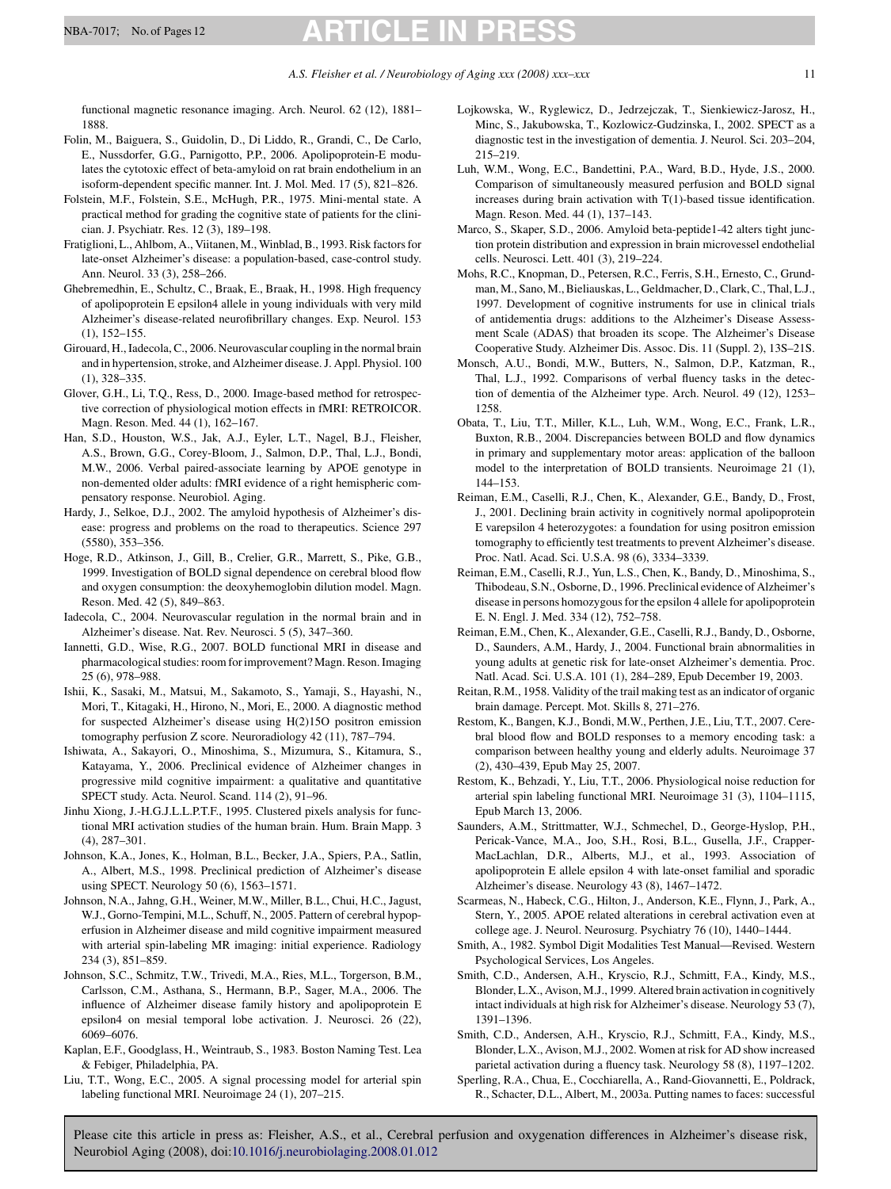functional magnetic resonance imaging. Arch. Neurol. 62 (12), 1881–1888.

Folin, M., Baiguera, S., Guidolin, D., Di Liddo, R., Grandi, C., De Carlo, E., Nussdorfer, G.G., Parnigotto, P.P., 2006. Apolipoprotein-E modulates the cytotoxic effect of beta-amyloid on rat brain endothelium in an isoform-dependent specific manner. Int. J. Mol. Med. 17 (5), 821–826.

Folstein, M.F., Folstein, S.E., McHugh, P.R., 1975. Mini-mental state. A practical method for grading the cognitive state of patients for the clinician. J. Psychiatr. Res. 12 (3), 189–198.

Fratiglioni, L., Ahlbom, A., Viitanen, M., Winblad, B., 1993. Risk factors for late-onset Alzheimer's disease: a population-based, case-control study. Ann. Neurol. 33 (3), 258–266.

Ghebremedhin, E., Schultz, C., Braak, E., Braak, H., 1998. High frequency of apolipoprotein E epsilon4 allele in young individuals with very mild Alzheimer's disease-related neurofibrillary changes. Exp. Neurol. 153 (1), 152–155.

Girouard, H., Iadecola, C., 2006. Neurovascular coupling in the normal brain and in hypertension, stroke, and Alzheimer disease. J. Appl. Physiol. 100 (1), 328–335.

Glover, G.H., Li, T.Q., Ress, D., 2000. Image-based method for retrospective correction of physiological motion effects in fMRI: RETROICOR. Magn. Reson. Med. 44 (1), 162–167.

Han, S.D., Houston, W.S., Jak, A.J., Eyler, L.T., Nagel, B.J., Fleisher, A.S., Brown, G.G., Corey-Bloom, J., Salmon, D.P., Thal, L.J., Bondi, M.W., 2006. Verbal paired-associate learning by APOE genotype in non-demented older adults: fMRI evidence of a right hemispheric compensatory response. Neurobiol. Aging.

Hardy, J., Selkoe, D.J., 2002. The amyloid hypothesis of Alzheimer's disease: progress and problems on the road to therapeutics. Science 297 (5580), 353–356.

Hoge, R.D., Atkinson, J., Gill, B., Crelier, G.R., Marrett, S., Pike, G.B., 1999. Investigation of BOLD signal dependence on cerebral blood flow and oxygen consumption: the deoxyhemoglobin dilution model. Magn. Reson. Med. 42 (5), 849–863.

Iadecola, C., 2004. Neurovascular regulation in the normal brain and in Alzheimer's disease. Nat. Rev. Neurosci. 5 (5), 347–360.

Iannetti, G.D., Wise, R.G., 2007. BOLD functional MRI in disease and pharmacological studies: room for improvement? Magn. Reson. Imaging 25 (6), 978–988.

Ishii, K., Sasaki, M., Matsui, M., Sakamoto, S., Yamaji, S., Hayashi, N., Mori, T., Kitagaki, H., Hirono, N., Mori, E., 2000. A diagnostic method for suspected Alzheimer's disease using H(2)15O positron emission tomography perfusion Z score. Neuroradiology 42 (11), 787–794.

Ishiwata, A., Sakayori, O., Minoshima, S., Mizumura, S., Kitamura, S., Katayama, Y., 2006. Preclinical evidence of Alzheimer changes in progressive mild cognitive impairment: a qualitative and quantitative SPECT study. Acta. Neurol. Scand. 114 (2), 91–96.

Jinhu Xiong, J.-H.G.J.L.L.P.T.F., 1995. Clustered pixels analysis for functional MRI activation studies of the human brain. Hum. Brain Mapp. 3 (4), 287–301.

Johnson, K.A., Jones, K., Holman, B.L., Becker, J.A., Spiers, P.A., Satlin, A., Albert, M.S., 1998. Preclinical prediction of Alzheimer's disease using SPECT. Neurology 50 (6), 1563–1571.

Johnson, N.A., Jahng, G.H., Weiner, M.W., Miller, B.L., Chui, H.C., Jagust, W.J., Gorno-Tempini, M.L., Schuff, N., 2005. Pattern of cerebral hypoperfusion in Alzheimer disease and mild cognitive impairment measured with arterial spin-labeling MR imaging: initial experience. Radiology 234 (3), 851–859.

Johnson, S.C., Schmitz, T.W., Trivedi, M.A., Ries, M.L., Torgerson, B.M., Carlsson, C.M., Asthana, S., Hermann, B.P., Sager, M.A., 2006. The influence of Alzheimer disease family history and apolipoprotein E epsilon4 on mesial temporal lobe activation. J. Neurosci. 26 (22), 6069–6076.

Kaplan, E.F., Goodglass, H., Weintraub, S., 1983. Boston Naming Test. Lea & Febiger, Philadelphia, PA.

Liu, T.T., Wong, E.C., 2005. A signal processing model for arterial spin labeling functional MRI. Neuroimage 24 (1), 207–215.

Lojkowska, W., Ryglewicz, D., Jedrzejczak, T., Sienkiewicz-Jarosz, H., Minc, S., Jakubowska, T., Kozlowicz-Gudzinska, I., 2002. SPECT as a diagnostic test in the investigation of dementia. J. Neurol. Sci. 203–204, 215–219.

Luh, W.M., Wong, E.C., Bandettini, P.A., Ward, B.D., Hyde, J.S., 2000. Comparison of simultaneously measured perfusion and BOLD signal increases during brain activation with T(1)-based tissue identification. Magn. Reson. Med. 44 (1), 137–143.

Marco, S., Skaper, S.D., 2006. Amyloid beta-peptide1-42 alters tight junction protein distribution and expression in brain microvessel endothelial cells. Neurosci. Lett. 401 (3), 219–224.

Mohs, R.C., Knopman, D., Petersen, R.C., Ferris, S.H., Ernesto, C., Grundman, M., Sano, M., Bieliauskas, L., Geldmacher, D., Clark, C., Thal, L.J., 1997. Development of cognitive instruments for use in clinical trials of antidementia drugs: additions to the Alzheimer's Disease Assessment Scale (ADAS) that broaden its scope. The Alzheimer's Disease Cooperative Study. Alzheimer Dis. Assoc. Dis. 11 (Suppl. 2), 13S–21S.

Monsch, A.U., Bondi, M.W., Butters, N., Salmon, D.P., Katzman, R., Thal, L.J., 1992. Comparisons of verbal fluency tasks in the detection of dementia of the Alzheimer type. Arch. Neurol. 49 (12), 1253–1258.

Obata, T., Liu, T.T., Miller, K.L., Luh, W.M., Wong, E.C., Frank, L.R., Buxton, R.B., 2004. Discrepancies between BOLD and flow dynamics in primary and supplementary motor areas: application of the balloon model to the interpretation of BOLD transients. Neuroimage 21 (1), 144–153.

Reiman, E.M., Caselli, R.J., Chen, K., Alexander, G.E., Bandy, D., Frost, J., 2001. Declining brain activity in cognitively normal apolipoprotein E varepsilon 4 heterozygotes: a foundation for using positron emission tomography to efficiently test treatments to prevent Alzheimer's disease. Proc. Natl. Acad. Sci. U.S.A. 98 (6), 3334–3339.

Reiman, E.M., Caselli, R.J., Yun, L.S., Chen, K., Bandy, D., Minoshima, S., Thibodeau, S.N., Osborne, D., 1996. Preclinical evidence of Alzheimer's disease in persons homozygous for the epsilon 4 allele for apolipoprotein E. N. Engl. J. Med. 334 (12), 752–758.

Reiman, E.M., Chen, K., Alexander, G.E., Caselli, R.J., Bandy, D., Osborne, D., Saunders, A.M., Hardy, J., 2004. Functional brain abnormalities in young adults at genetic risk for late-onset Alzheimer's dementia. Proc. Natl. Acad. Sci. U.S.A. 101 (1), 284–289, Epub December 19, 2003.

Reitan, R.M., 1958. Validity of the trail making test as an indicator of organic brain damage. Percept. Mot. Skills 8, 271–276.

Restom, K., Bangen, K.J., Bondi, M.W., Perthen, J.E., Liu, T.T., 2007. Cerebral blood flow and BOLD responses to a memory encoding task: a comparison between healthy young and elderly adults. Neuroimage 37 (2), 430–439, Epub May 25, 2007.

Restom, K., Behzadi, Y., Liu, T.T., 2006. Physiological noise reduction for arterial spin labeling functional MRI. Neuroimage 31 (3), 1104–1115, Epub March 13, 2006.

Saunders, A.M., Strittmatter, W.J., Schmechel, D., George-Hyslop, P.H., Pericak-Vance, M.A., Joo, S.H., Rosi, B.L., Gusella, J.F., Crapper-MacLachlan, D.R., Alberts, M.J., et al., 1993. Association of apolipoprotein E allele epsilon 4 with late-onset familial and sporadic Alzheimer's disease. Neurology 43 (8), 1467–1472.

Scarmeas, N., Habeck, C.G., Hilton, J., Anderson, K.E., Flynn, J., Park, A., Stern, Y., 2005. APOE related alterations in cerebral activation even at college age. J. Neurol. Neurosurg. Psychiatry 76 (10), 1440–1444.

Smith, A., 1982. Symbol Digit Modalities Test Manual—Revised. Western Psychological Services, Los Angeles.

Smith, C.D., Andersen, A.H., Kryscio, R.J., Schmitt, F.A., Kindy, M.S., Blonder, L.X., Avison, M.J., 1999. Altered brain activation in cognitively intact individuals at high risk for Alzheimer's disease. Neurology 53 (7), 1391–1396.

Smith, C.D., Andersen, A.H., Kryscio, R.J., Schmitt, F.A., Kindy, M.S., Blonder, L.X., Avison, M.J., 2002. Women at risk for AD show increased parietal activation during a fluency task. Neurology 58 (8), 1197–1202.

Sperling, R.A., Chua, E., Cocchiarella, A., Rand-Giovannetti, E., Poldrack, R., Schacter, D.L., Albert, M., 2003a. Putting names to faces: successful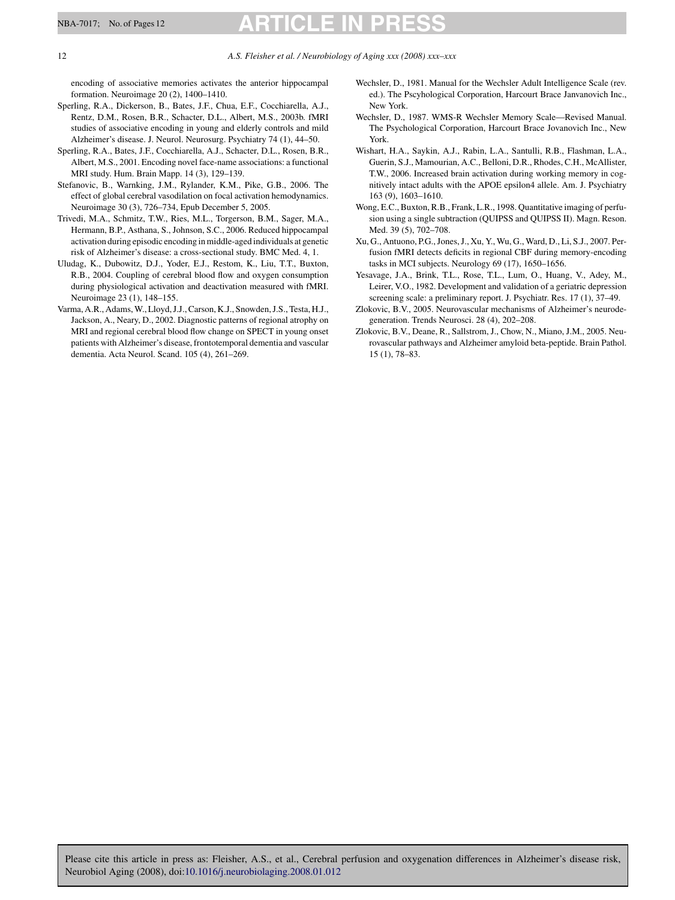encoding of associative memories activates the anterior hippocampal formation. Neuroimage 20 (2), 1400–1410.

Sperling, R.A., Dickerson, B., Bates, J.F., Chua, E.F., Cocchiarella, A.J., Rentz, D.M., Rosen, B.R., Schacter, D.L., Albert, M.S., 2003b. fMRI studies of associative encoding in young and elderly controls and mild Alzheimer's disease. J. Neurol. Neurosurg. Psychiatry 74 (1), 44–50.

Sperling, R.A., Bates, J.F., Cocchiarella, A.J., Schacter, D.L., Rosen, B.R., Albert, M.S., 2001. Encoding novel face-name associations: a functional MRI study. Hum. Brain Mapp. 14 (3), 129–139.

Stefanovic, B., Warnking, J.M., Rylander, K.M., Pike, G.B., 2006. The effect of global cerebral vasodilation on focal activation hemodynamics. Neuroimage 30 (3), 726–734, Epub December 5, 2005.

Trivedi, M.A., Schmitz, T.W., Ries, M.L., Torgerson, B.M., Sager, M.A., Hermann, B.P., Asthana, S., Johnson, S.C., 2006. Reduced hippocampal activation during episodic encoding in middle-aged individuals at genetic risk of Alzheimer's disease: a cross-sectional study. BMC Med. 4, 1.

Uludag, K., Dubowitz, D.J., Yoder, E.J., Restom, K., Liu, T.T., Buxton, R.B., 2004. Coupling of cerebral blood flow and oxygen consumption during physiological activation and deactivation measured with fMRI. Neuroimage 23 (1), 148–155.

Varma, A.R., Adams, W., Lloyd, J.J., Carson, K.J., Snowden, J.S., Testa, H.J., Jackson, A., Neary, D., 2002. Diagnostic patterns of regional atrophy on MRI and regional cerebral blood flow change on SPECT in young onset patients with Alzheimer's disease, frontotemporal dementia and vascular dementia. Acta Neurol. Scand. 105 (4), 261–269.

Wechsler, D., 1981. Manual for the Wechsler Adult Intelligence Scale (rev. ed.). The Pscyhological Corporation, Harcourt Brace Janvanovich Inc., New York.

Wechsler, D., 1987. WMS-R Wechsler Memory Scale—Revised Manual. The Psychological Corporation, Harcourt Brace Jovanovich Inc., New York.

Wishart, H.A., Saykin, A.J., Rabin, L.A., Santulli, R.B., Flashman, L.A., Guerin, S.J., Mamourian, A.C., Belloni, D.R., Rhodes, C.H., McAllister, T.W., 2006. Increased brain activation during working memory in cognitively intact adults with the APOE epsilon4 allele. Am. J. Psychiatry 163 (9), 1603–1610.

Wong, E.C., Buxton, R.B., Frank, L.R., 1998. Quantitative imaging of perfusion using a single subtraction (QUIPSS and QUIPSS II). Magn. Reson. Med. 39 (5), 702–708.

Xu, G., Antuono, P.G., Jones, J., Xu, Y., Wu, G., Ward, D., Li, S.J., 2007. Perfusion fMRI detects deficits in regional CBF during memory-encoding tasks in MCI subjects. Neurology 69 (17), 1650–1656.

Yesavage, J.A., Brink, T.L., Rose, T.L., Lum, O., Huang, V., Adey, M., Leirer, V.O., 1982. Development and validation of a geriatric depression screening scale: a preliminary report. J. Psychiatr. Res. 17 (1), 37–49.

Zlokovic, B.V., 2005. Neurovascular mechanisms of Alzheimer's neurodegeneration. Trends Neurosci. 28 (4), 202–208.

Zlokovic, B.V., Deane, R., Sallstrom, J., Chow, N., Miano, J.M., 2005. Neurovascular pathways and Alzheimer amyloid beta-peptide. Brain Pathol. 15 (1), 78–83.